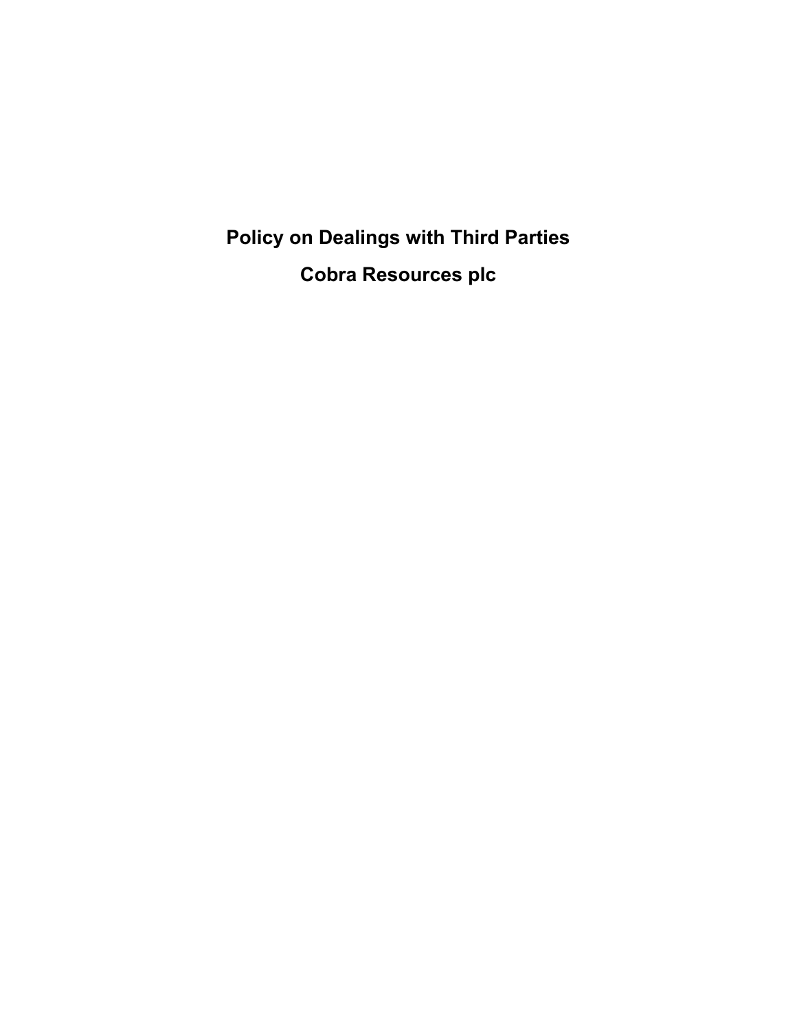# Policy on Dealings with Third Parties

# Cobra Resources plc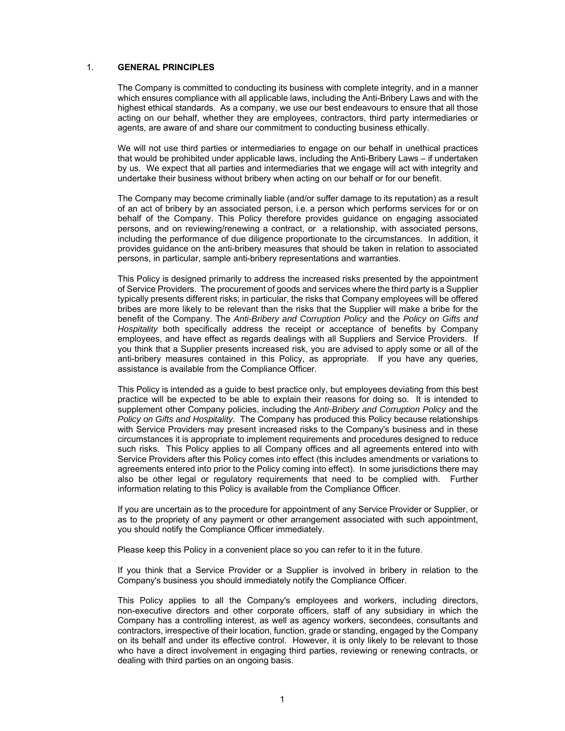## 1. **GENERAL PRINCIPLES**

The Company is committed to conducting its business with complete integrity, and in a manner which ensures compliance with all applicable laws, including the Anti-Bribery Laws and with the highest ethical standards. As a company, we use our best endeavours to ensure that all those acting on our behalf, whether they are employees, contractors, third party intermediaries or agents, are aware of and share our commitment to conducting business ethically.

We will not use third parties or intermediaries to engage on our behalf in unethical practices that would be prohibited under applicable laws, including the Anti-Bribery Laws – if undertaken by us. We expect that all parties and intermediaries that we engage will act with integrity and undertake their business without bribery when acting on our behalf or for our benefit.

The Company may become criminally liable (and/or suffer damage to its reputation) as a result of an act of bribery by an associated person, i.e. a person which performs services for or on behalf of the Company. This Policy therefore provides guidance on engaging associated persons, and on reviewing/renewing a contract, or a relationship, with associated persons, including the performance of due diligence proportionate to the circumstances. In addition, it provides guidance on the anti-bribery measures that should be taken in relation to associated persons, in particular, sample anti-bribery representations and warranties.

This Policy is designed primarily to address the increased risks presented by the appointment of Service Providers. The procurement of goods and services where the third party is a Supplier typically presents different risks; in particular, the risks that Company employees will be offered bribes are more likely to be relevant than the risks that the Supplier will make a bribe for the benefit of the Company. The *Anti-Bribery and Corruption Policy* and the *Policy on Gifts and Hospitality* both specifically address the receipt or acceptance of benefits by Company employees, and have effect as regards dealings with all Suppliers and Service Providers. If you think that a Supplier presents increased risk, you are advised to apply some or all of the anti-bribery measures contained in this Policy, as appropriate. If you have any queries, assistance is available from the Compliance Officer.

This Policy is intended as a guide to best practice only, but employees deviating from this best practice will be expected to be able to explain their reasons for doing so. It is intended to supplement other Company policies, including the *Anti-Bribery and Corruption Policy* and the *Policy on Gifts and Hospitality*. The Company has produced this Policy because relationships with Service Providers may present increased risks to the Company's business and in these circumstances it is appropriate to implement requirements and procedures designed to reduce such risks. This Policy applies to all Company offices and all agreements entered into with Service Providers after this Policy comes into effect (this includes amendments or variations to agreements entered into prior to the Policy coming into effect). In some jurisdictions there may also be other legal or regulatory requirements that need to be complied with. Further information relating to this Policy is available from the Compliance Officer.

If you are uncertain as to the procedure for appointment of any Service Provider or Supplier, or as to the propriety of any payment or other arrangement associated with such appointment, you should notify the Compliance Officer immediately.

Please keep this Policy in a convenient place so you can refer to it in the future.

If you think that a Service Provider or a Supplier is involved in bribery in relation to the Company's business you should immediately notify the Compliance Officer.

This Policy applies to all the Company's employees and workers, including directors, non-executive directors and other corporate officers, staff of any subsidiary in which the Company has a controlling interest, as well as agency workers, secondees, consultants and contractors, irrespective of their location, function, grade or standing, engaged by the Company on its behalf and under its effective control. However, it is only likely to be relevant to those who have a direct involvement in engaging third parties, reviewing or renewing contracts, or dealing with third parties on an ongoing basis.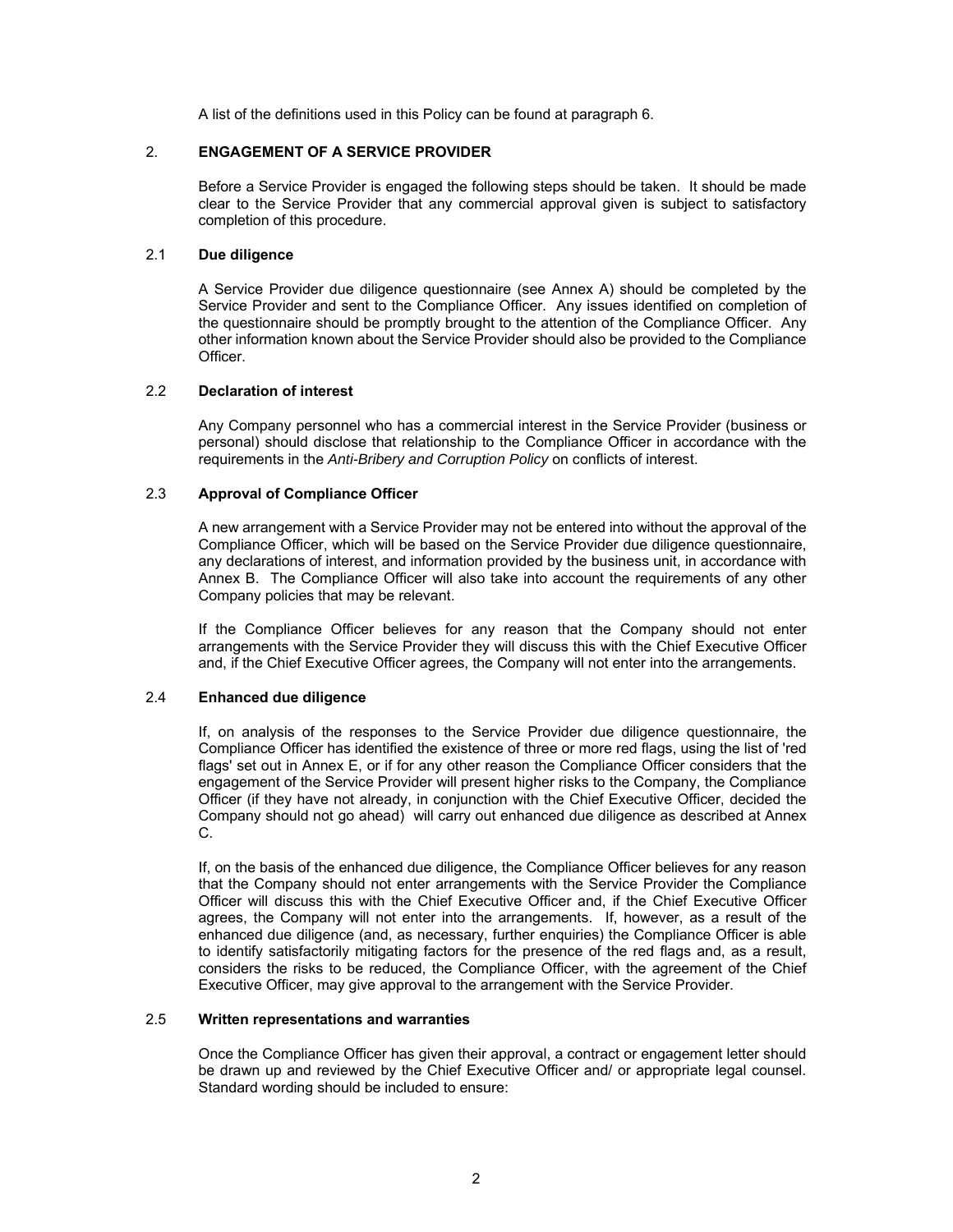A list of the definitions used in this Policy can be found at paragraph 6.

## 2. ENGAGEMENT OF A SERVICE PROVIDER

Before a Service Provider is engaged the following steps should be taken. It should be made clear to the Service Provider that any commercial approval given is subject to satisfactory completion of this procedure.

### 2.1 Due diligence

A Service Provider due diligence questionnaire (see Annex A) should be completed by the Service Provider and sent to the Compliance Officer. Any issues identified on completion of the questionnaire should be promptly brought to the attention of the Compliance Officer. Any other information known about the Service Provider should also be provided to the Compliance Officer.

### 2.2 Declaration of interest

Any Company personnel who has a commercial interest in the Service Provider (business or personal) should disclose that relationship to the Compliance Officer in accordance with the requirements in the *Anti-Bribery and Corruption Policy* on conflicts of interest.

### 2.3 Approval of Compliance Officer

A new arrangement with a Service Provider may not be entered into without the approval of the Compliance Officer, which will be based on the Service Provider due diligence questionnaire, any declarations of interest, and information provided by the business unit, in accordance with Annex B. The Compliance Officer will also take into account the requirements of any other Company policies that may be relevant.

If the Compliance Officer believes for any reason that the Company should not enter arrangements with the Service Provider they will discuss this with the Chief Executive Officer and, if the Chief Executive Officer agrees, the Company will not enter into the arrangements.

### 2.4 Enhanced due diligence

If, on analysis of the responses to the Service Provider due diligence questionnaire, the Compliance Officer has identified the existence of three or more red flags, using the list of 'red flags' set out in Annex E, or if for any other reason the Compliance Officer considers that the engagement of the Service Provider will present higher risks to the Company, the Compliance Officer (if they have not already, in conjunction with the Chief Executive Officer, decided the Company should not go ahead) will carry out enhanced due diligence as described at Annex C.

If, on the basis of the enhanced due diligence, the Compliance Officer believes for any reason that the Company should not enter arrangements with the Service Provider the Compliance Officer will discuss this with the Chief Executive Officer and, if the Chief Executive Officer agrees, the Company will not enter into the arrangements. If, however, as a result of the enhanced due diligence (and, as necessary, further enquiries) the Compliance Officer is able to identify satisfactorily mitigating factors for the presence of the red flags and, as a result, considers the risks to be reduced, the Compliance Officer, with the agreement of the Chief Executive Officer, may give approval to the arrangement with the Service Provider.

### 2.5 Written representations and warranties

Once the Compliance Officer has given their approval, a contract or engagement letter should be drawn up and reviewed by the Chief Executive Officer and/ or appropriate legal counsel. Standard wording should be included to ensure: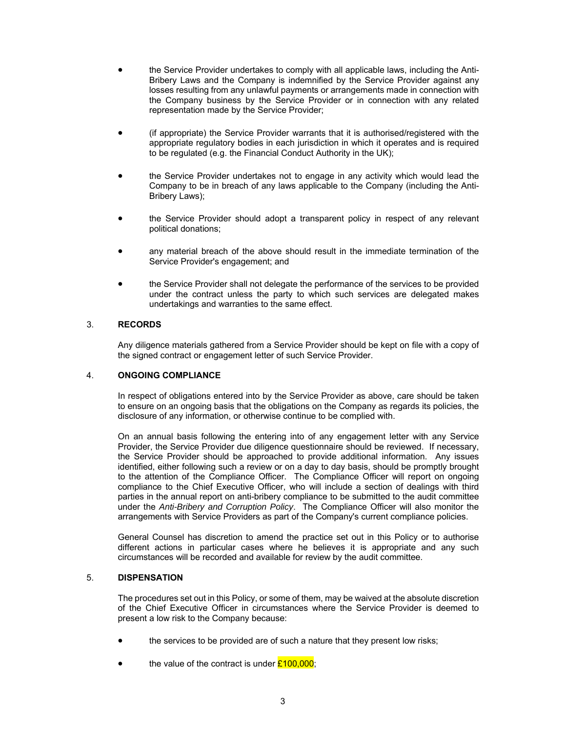- the Service Provider undertakes to comply with all applicable laws, including the Anti-Bribery Laws and the Company is indemnified by the Service Provider against any losses resulting from any unlawful payments or arrangements made in connection with the Company business by the Service Provider or in connection with any related representation made by the Service Provider;

- (if appropriate) the Service Provider warrants that it is authorised/registered with the appropriate regulatory bodies in each jurisdiction in which it operates and is required to be regulated (e.g. the Financial Conduct Authority in the UK);

- the Service Provider undertakes not to engage in any activity which would lead the Company to be in breach of any laws applicable to the Company (including the Anti-Bribery Laws);

- the Service Provider should adopt a transparent policy in respect of any relevant political donations;

- any material breach of the above should result in the immediate termination of the Service Provider's engagement; and

- the Service Provider shall not delegate the performance of the services to be provided under the contract unless the party to which such services are delegated makes undertakings and warranties to the same effect.

## 3. RECORDS

Any diligence materials gathered from a Service Provider should be kept on file with a copy of the signed contract or engagement letter of such Service Provider.

## 4. ONGOING COMPLIANCE

In respect of obligations entered into by the Service Provider as above, care should be taken to ensure on an ongoing basis that the obligations on the Company as regards its policies, the disclosure of any information, or otherwise continue to be complied with.

On an annual basis following the entering into of any engagement letter with any Service Provider, the Service Provider due diligence questionnaire should be reviewed. If necessary, the Service Provider should be approached to provide additional information. Any issues identified, either following such a review or on a day to day basis, should be promptly brought to the attention of the Compliance Officer. The Compliance Officer will report on ongoing compliance to the Chief Executive Officer, who will include a section of dealings with third parties in the annual report on anti-bribery compliance to be submitted to the audit committee under the *Anti-Bribery and Corruption Policy*. The Compliance Officer will also monitor the arrangements with Service Providers as part of the Company's current compliance policies.

General Counsel has discretion to amend the practice set out in this Policy or to authorise different actions in particular cases where he believes it is appropriate and any such circumstances will be recorded and available for review by the audit committee.

## 5. DISPENSATION

The procedures set out in this Policy, or some of them, may be waived at the absolute discretion of the Chief Executive Officer in circumstances where the Service Provider is deemed to present a low risk to the Company because:

- the services to be provided are of such a nature that they present low risks;

- the value of the contract is under £100,000;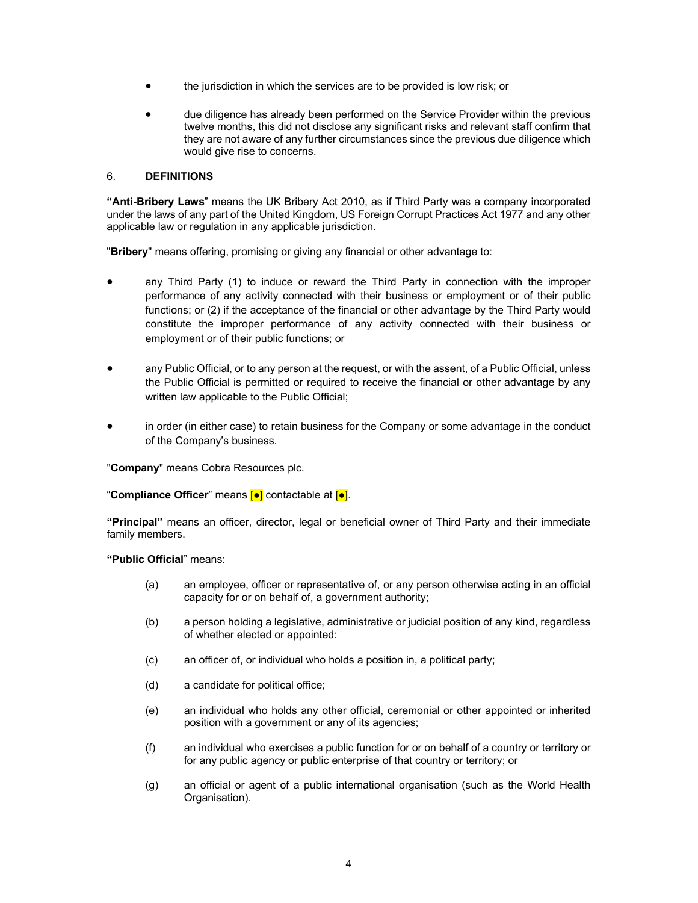- the jurisdiction in which the services are to be provided is low risk; or
- due diligence has already been performed on the Service Provider within the previous twelve months, this did not disclose any significant risks and relevant staff confirm that they are not aware of any further circumstances since the previous due diligence which would give rise to concerns.

## 6. DEFINITIONS

**"Anti-Bribery Laws"** means the UK Bribery Act 2010, as if Third Party was a company incorporated under the laws of any part of the United Kingdom, US Foreign Corrupt Practices Act 1977 and any other applicable law or regulation in any applicable jurisdiction.

"**Bribery**" means offering, promising or giving any financial or other advantage to:

- any Third Party (1) to induce or reward the Third Party in connection with the improper performance of any activity connected with their business or employment or of their public functions; or (2) if the acceptance of the financial or other advantage by the Third Party would constitute the improper performance of any activity connected with their business or employment or of their public functions; or
- any Public Official, or to any person at the request, or with the assent, of a Public Official, unless the Public Official is permitted or required to receive the financial or other advantage by any written law applicable to the Public Official;
- in order (in either case) to retain business for the Company or some advantage in the conduct of the Company's business.

"**Company**" means Cobra Resources plc.

"**Compliance Officer**" means **[●]** contactable at **[●]**.

**"Principal"** means an officer, director, legal or beneficial owner of Third Party and their immediate family members.

**"Public Official"** means:

(a) an employee, officer or representative of, or any person otherwise acting in an official capacity for or on behalf of, a government authority;

(b) a person holding a legislative, administrative or judicial position of any kind, regardless of whether elected or appointed:

(c) an officer of, or individual who holds a position in, a political party;

(d) a candidate for political office;

(e) an individual who holds any other official, ceremonial or other appointed or inherited position with a government or any of its agencies;

(f) an individual who exercises a public function for or on behalf of a country or territory or for any public agency or public enterprise of that country or territory; or

(g) an official or agent of a public international organisation (such as the World Health Organisation).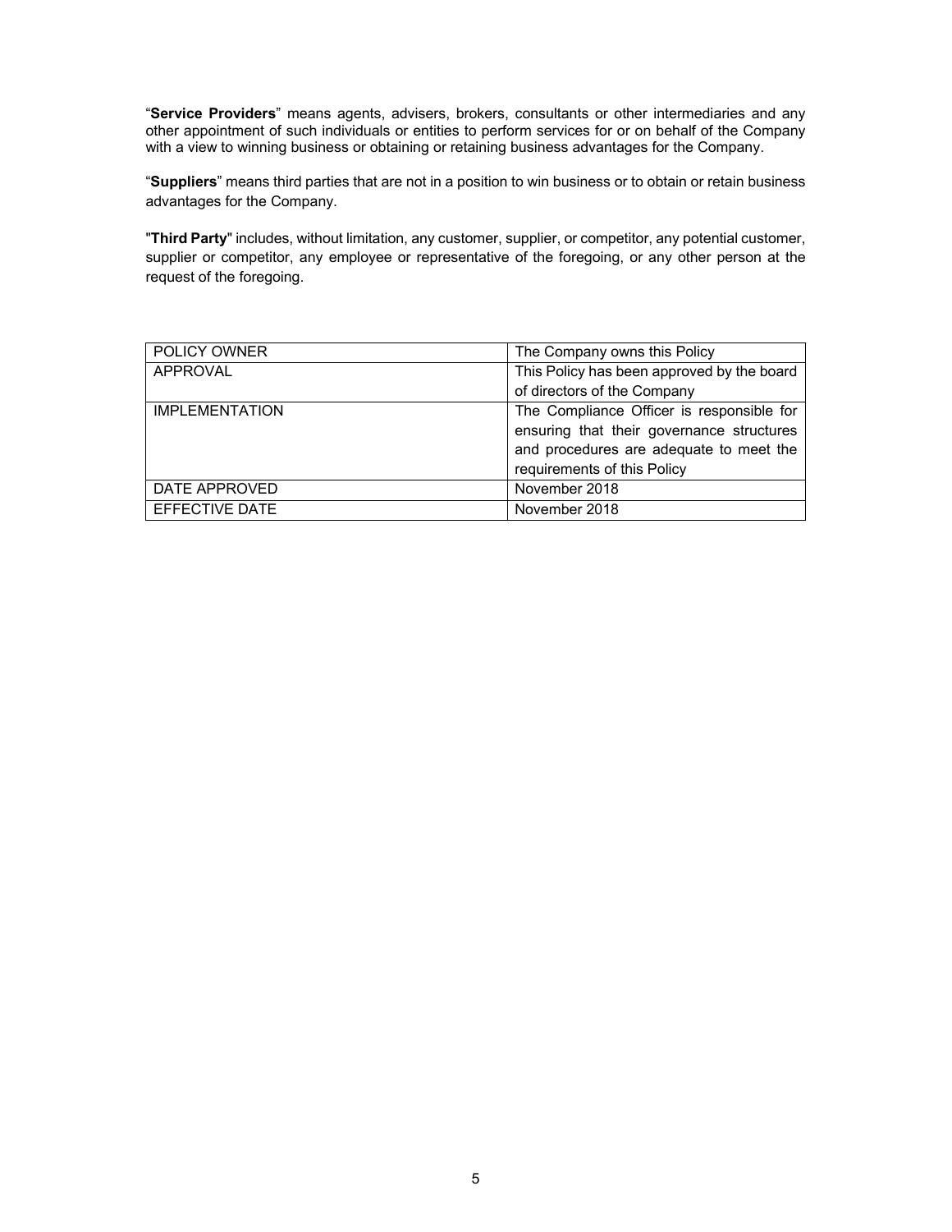"**Service Providers**" means agents, advisers, brokers, consultants or other intermediaries and any other appointment of such individuals or entities to perform services for or on behalf of the Company with a view to winning business or obtaining or retaining business advantages for the Company.

"**Suppliers**" means third parties that are not in a position to win business or to obtain or retain business advantages for the Company.

"**Third Party**" includes, without limitation, any customer, supplier, or competitor, any potential customer, supplier or competitor, any employee or representative of the foregoing, or any other person at the request of the foregoing.

| | |
|---|---|
| POLICY OWNER | The Company owns this Policy |
| APPROVAL | This Policy has been approved by the board of directors of the Company |
| IMPLEMENTATION | The Compliance Officer is responsible for ensuring that their governance structures and procedures are adequate to meet the requirements of this Policy |
| DATE APPROVED | November 2018 |
| EFFECTIVE DATE | November 2018 |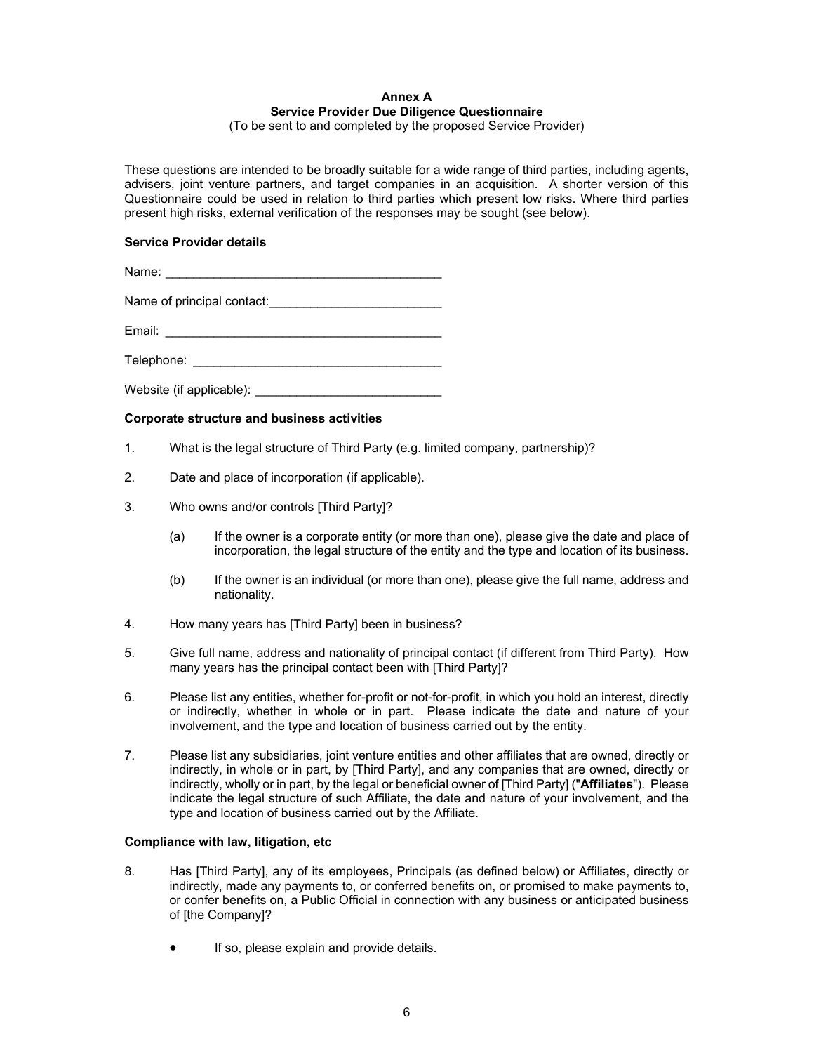**Annex A**
**Service Provider Due Diligence Questionnaire**
(To be sent to and completed by the proposed Service Provider)

These questions are intended to be broadly suitable for a wide range of third parties, including agents, advisers, joint venture partners, and target companies in an acquisition. A shorter version of this Questionnaire could be used in relation to third parties which present low risks. Where third parties present high risks, external verification of the responses may be sought (see below).

**Service Provider details**

Name: ________________________________________

Name of principal contact: _________________________

Email: ________________________________________

Telephone: ____________________________________

Website (if applicable): ___________________________

**Corporate structure and business activities**

1. What is the legal structure of Third Party (e.g. limited company, partnership)?

2. Date and place of incorporation (if applicable).

3. Who owns and/or controls [Third Party]?

   (a) If the owner is a corporate entity (or more than one), please give the date and place of incorporation, the legal structure of the entity and the type and location of its business.

   (b) If the owner is an individual (or more than one), please give the full name, address and nationality.

4. How many years has [Third Party] been in business?

5. Give full name, address and nationality of principal contact (if different from Third Party). How many years has the principal contact been with [Third Party]?

6. Please list any entities, whether for-profit or not-for-profit, in which you hold an interest, directly or indirectly, whether in whole or in part. Please indicate the date and nature of your involvement, and the type and location of business carried out by the entity.

7. Please list any subsidiaries, joint venture entities and other affiliates that are owned, directly or indirectly, in whole or in part, by [Third Party], and any companies that are owned, directly or indirectly, wholly or in part, by the legal or beneficial owner of [Third Party] ("**Affiliates**"). Please indicate the legal structure of such Affiliate, the date and nature of your involvement, and the type and location of business carried out by the Affiliate.

**Compliance with law, litigation, etc**

8. Has [Third Party], any of its employees, Principals (as defined below) or Affiliates, directly or indirectly, made any payments to, or conferred benefits on, or promised to make payments to, or confer benefits on, a Public Official in connection with any business or anticipated business of [the Company]?

   - If so, please explain and provide details.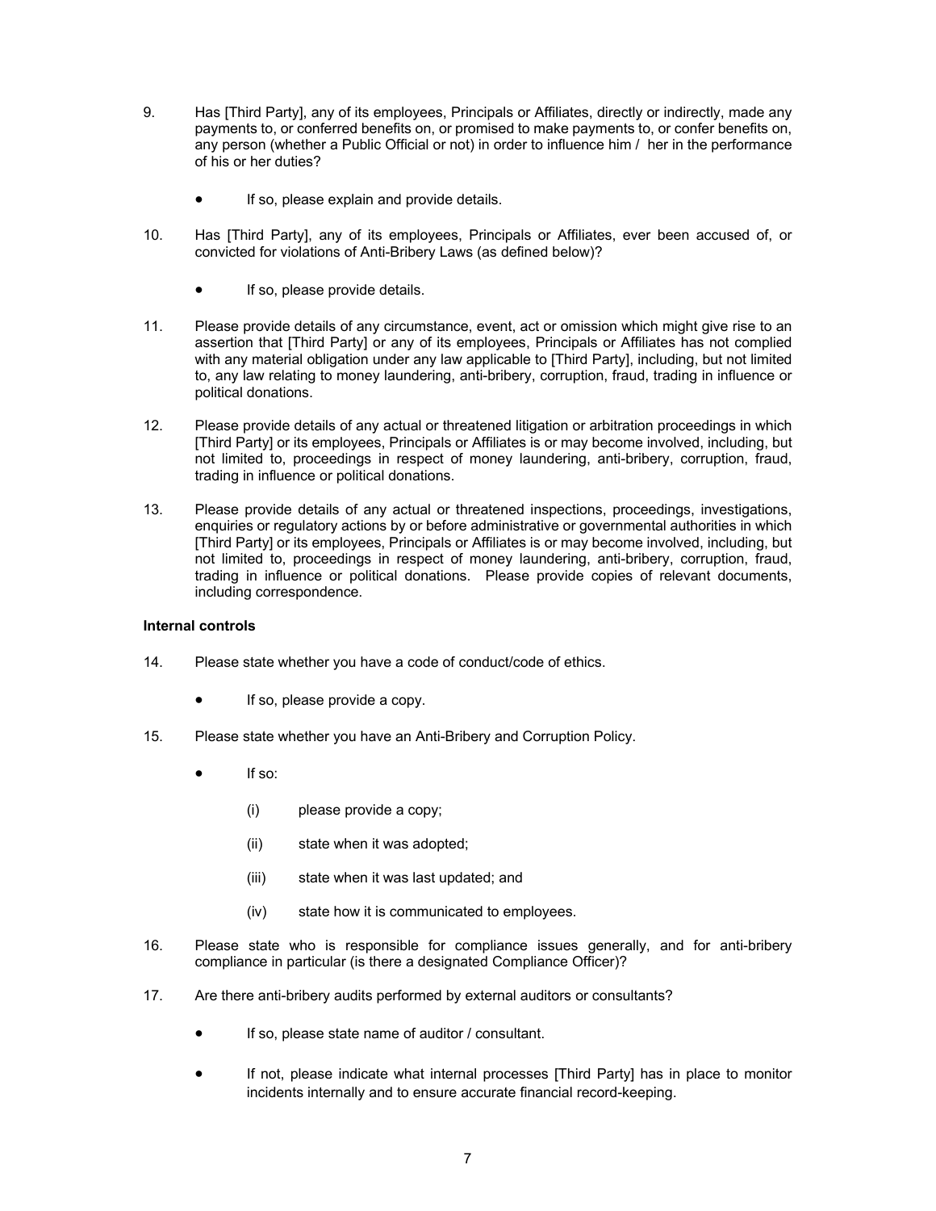9. Has [Third Party], any of its employees, Principals or Affiliates, directly or indirectly, made any payments to, or conferred benefits on, or promised to make payments to, or confer benefits on, any person (whether a Public Official or not) in order to influence him / her in the performance of his or her duties?

   - If so, please explain and provide details.

10. Has [Third Party], any of its employees, Principals or Affiliates, ever been accused of, or convicted for violations of Anti-Bribery Laws (as defined below)?

    - If so, please provide details.

11. Please provide details of any circumstance, event, act or omission which might give rise to an assertion that [Third Party] or any of its employees, Principals or Affiliates has not complied with any material obligation under any law applicable to [Third Party], including, but not limited to, any law relating to money laundering, anti-bribery, corruption, fraud, trading in influence or political donations.

12. Please provide details of any actual or threatened litigation or arbitration proceedings in which [Third Party] or its employees, Principals or Affiliates is or may become involved, including, but not limited to, proceedings in respect of money laundering, anti-bribery, corruption, fraud, trading in influence or political donations.

13. Please provide details of any actual or threatened inspections, proceedings, investigations, enquiries or regulatory actions by or before administrative or governmental authorities in which [Third Party] or its employees, Principals or Affiliates is or may become involved, including, but not limited to, proceedings in respect of money laundering, anti-bribery, corruption, fraud, trading in influence or political donations. Please provide copies of relevant documents, including correspondence.

**Internal controls**

14. Please state whether you have a code of conduct/code of ethics.

    - If so, please provide a copy.

15. Please state whether you have an Anti-Bribery and Corruption Policy.

    - If so:

      (i) please provide a copy;

      (ii) state when it was adopted;

      (iii) state when it was last updated; and

      (iv) state how it is communicated to employees.

16. Please state who is responsible for compliance issues generally, and for anti-bribery compliance in particular (is there a designated Compliance Officer)?

17. Are there anti-bribery audits performed by external auditors or consultants?

    - If so, please state name of auditor / consultant.

    - If not, please indicate what internal processes [Third Party] has in place to monitor incidents internally and to ensure accurate financial record-keeping.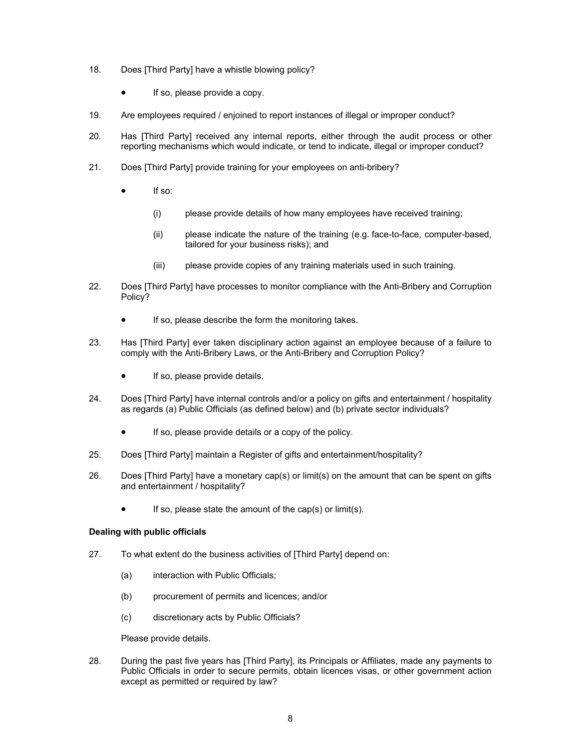18. Does [Third Party] have a whistle blowing policy?

    - If so, please provide a copy.

19. Are employees required / enjoined to report instances of illegal or improper conduct?

20. Has [Third Party] received any internal reports, either through the audit process or other reporting mechanisms which would indicate, or tend to indicate, illegal or improper conduct?

21. Does [Third Party] provide training for your employees on anti-bribery?

    - If so:

        (i) please provide details of how many employees have received training;

        (ii) please indicate the nature of the training (e.g. face-to-face, computer-based, tailored for your business risks); and

        (iii) please provide copies of any training materials used in such training.

22. Does [Third Party] have processes to monitor compliance with the Anti-Bribery and Corruption Policy?

    - If so, please describe the form the monitoring takes.

23. Has [Third Party] ever taken disciplinary action against an employee because of a failure to comply with the Anti-Bribery Laws, or the Anti-Bribery and Corruption Policy?

    - If so, please provide details.

24. Does [Third Party] have internal controls and/or a policy on gifts and entertainment / hospitality as regards (a) Public Officials (as defined below) and (b) private sector individuals?

    - If so, please provide details or a copy of the policy.

25. Does [Third Party] maintain a Register of gifts and entertainment/hospitality?

26. Does [Third Party] have a monetary cap(s) or limit(s) on the amount that can be spent on gifts and entertainment / hospitality?

    - If so, please state the amount of the cap(s) or limit(s).

**Dealing with public officials**

27. To what extent do the business activities of [Third Party] depend on:

    (a) interaction with Public Officials;

    (b) procurement of permits and licences; and/or

    (c) discretionary acts by Public Officials?

    Please provide details.

28. During the past five years has [Third Party], its Principals or Affiliates, made any payments to Public Officials in order to secure permits, obtain licences visas, or other government action except as permitted or required by law?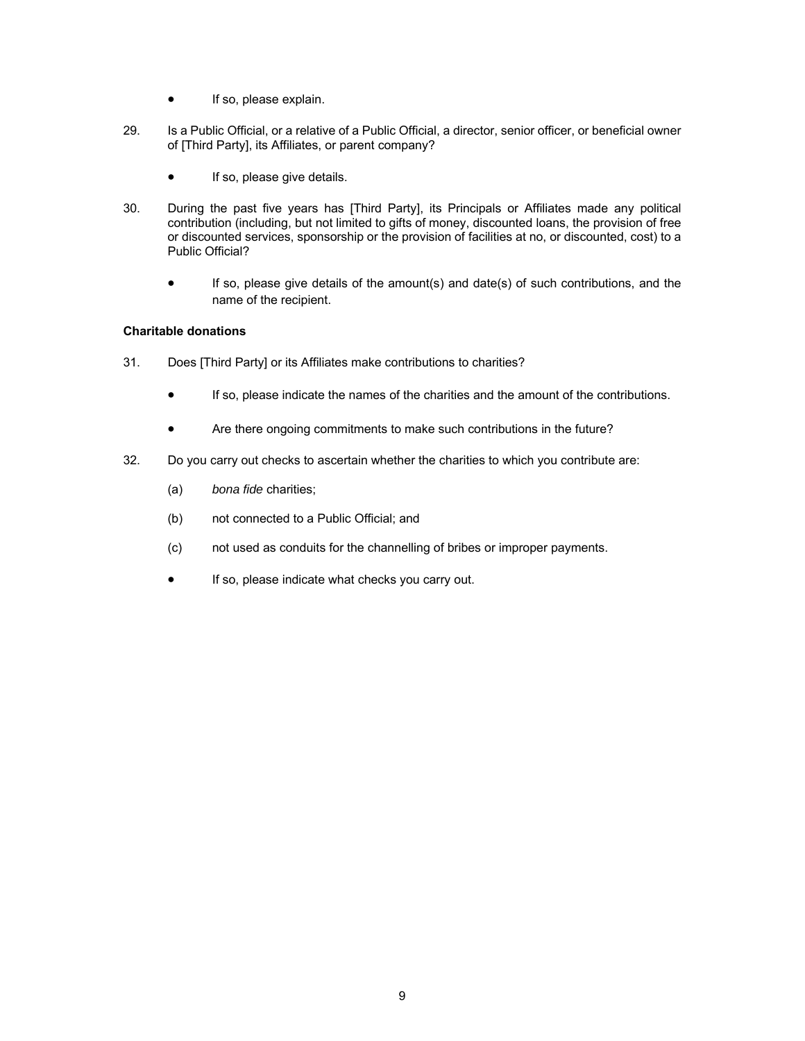- If so, please explain.

29. Is a Public Official, or a relative of a Public Official, a director, senior officer, or beneficial owner of [Third Party], its Affiliates, or parent company?

    - If so, please give details.

30. During the past five years has [Third Party], its Principals or Affiliates made any political contribution (including, but not limited to gifts of money, discounted loans, the provision of free or discounted services, sponsorship or the provision of facilities at no, or discounted, cost) to a Public Official?

    - If so, please give details of the amount(s) and date(s) of such contributions, and the name of the recipient.

**Charitable donations**

31. Does [Third Party] or its Affiliates make contributions to charities?

    - If so, please indicate the names of the charities and the amount of the contributions.

    - Are there ongoing commitments to make such contributions in the future?

32. Do you carry out checks to ascertain whether the charities to which you contribute are:

    (a) *bona fide* charities;

    (b) not connected to a Public Official; and

    (c) not used as conduits for the channelling of bribes or improper payments.

    - If so, please indicate what checks you carry out.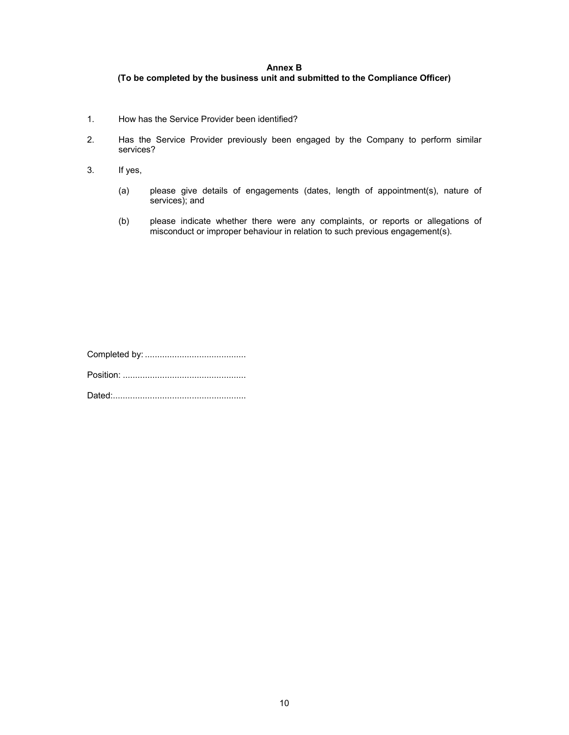**Annex B**

**(To be completed by the business unit and submitted to the Compliance Officer)**

1. How has the Service Provider been identified?

2. Has the Service Provider previously been engaged by the Company to perform similar services?

3. If yes,

   (a) please give details of engagements (dates, length of appointment(s), nature of services); and

   (b) please indicate whether there were any complaints, or reports or allegations of misconduct or improper behaviour in relation to such previous engagement(s).

Completed by: .........................................

Position: ..................................................

Dated:......................................................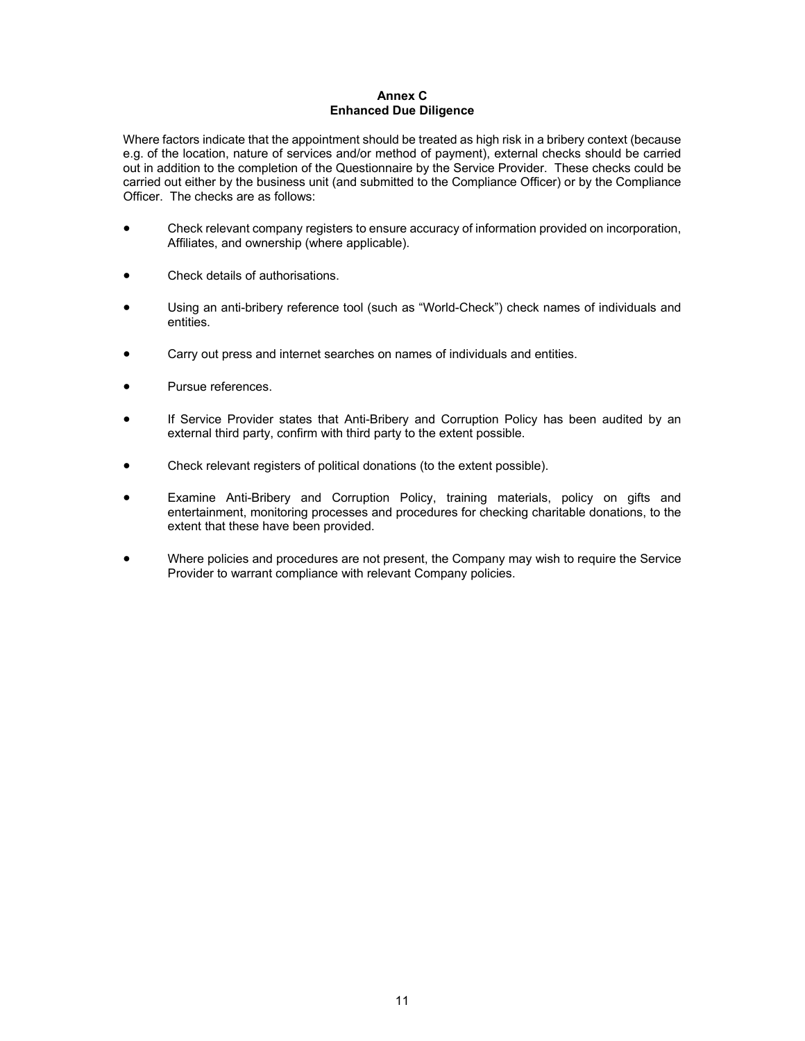# Annex C
## Enhanced Due Diligence

Where factors indicate that the appointment should be treated as high risk in a bribery context (because e.g. of the location, nature of services and/or method of payment), external checks should be carried out in addition to the completion of the Questionnaire by the Service Provider. These checks could be carried out either by the business unit (and submitted to the Compliance Officer) or by the Compliance Officer. The checks are as follows:

- Check relevant company registers to ensure accuracy of information provided on incorporation, Affiliates, and ownership (where applicable).
- Check details of authorisations.
- Using an anti-bribery reference tool (such as "World-Check") check names of individuals and entities.
- Carry out press and internet searches on names of individuals and entities.
- Pursue references.
- If Service Provider states that Anti-Bribery and Corruption Policy has been audited by an external third party, confirm with third party to the extent possible.
- Check relevant registers of political donations (to the extent possible).
- Examine Anti-Bribery and Corruption Policy, training materials, policy on gifts and entertainment, monitoring processes and procedures for checking charitable donations, to the extent that these have been provided.
- Where policies and procedures are not present, the Company may wish to require the Service Provider to warrant compliance with relevant Company policies.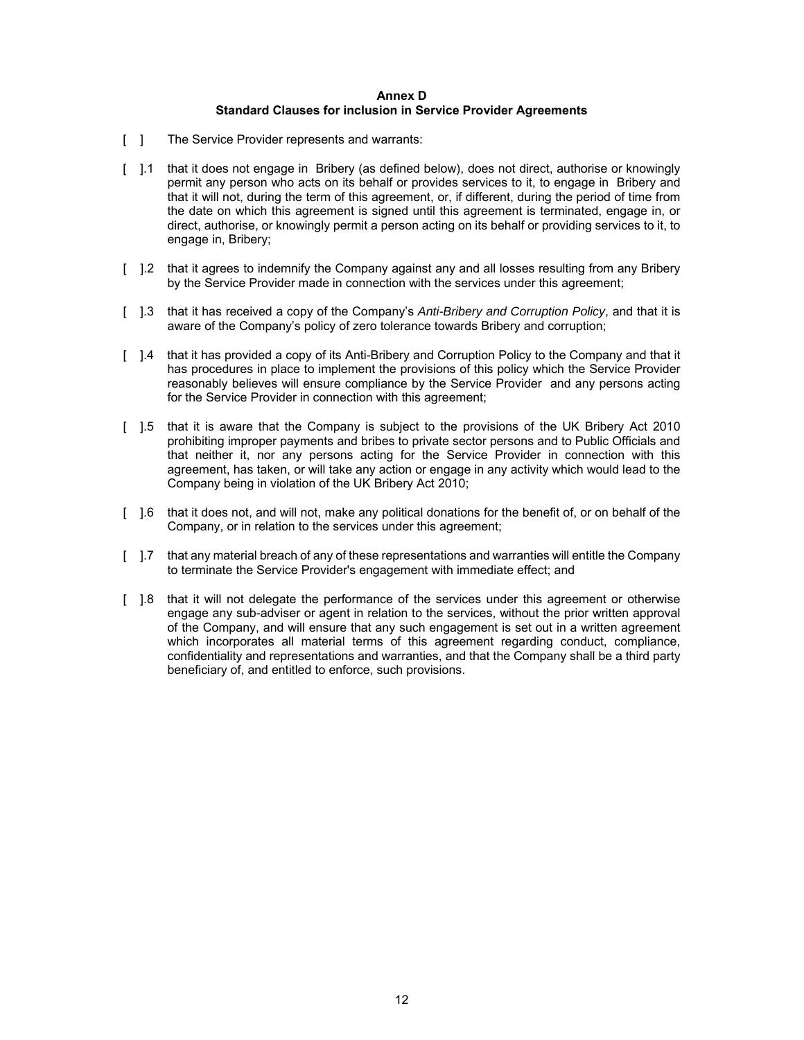**Annex D**
**Standard Clauses for inclusion in Service Provider Agreements**

[ ] The Service Provider represents and warrants:

[ ].1 that it does not engage in Bribery (as defined below), does not direct, authorise or knowingly permit any person who acts on its behalf or provides services to it, to engage in Bribery and that it will not, during the term of this agreement, or, if different, during the period of time from the date on which this agreement is signed until this agreement is terminated, engage in, or direct, authorise, or knowingly permit a person acting on its behalf or providing services to it, to engage in, Bribery;

[ ].2 that it agrees to indemnify the Company against any and all losses resulting from any Bribery by the Service Provider made in connection with the services under this agreement;

[ ].3 that it has received a copy of the Company's *Anti-Bribery and Corruption Policy*, and that it is aware of the Company's policy of zero tolerance towards Bribery and corruption;

[ ].4 that it has provided a copy of its Anti-Bribery and Corruption Policy to the Company and that it has procedures in place to implement the provisions of this policy which the Service Provider reasonably believes will ensure compliance by the Service Provider and any persons acting for the Service Provider in connection with this agreement;

[ ].5 that it is aware that the Company is subject to the provisions of the UK Bribery Act 2010 prohibiting improper payments and bribes to private sector persons and to Public Officials and that neither it, nor any persons acting for the Service Provider in connection with this agreement, has taken, or will take any action or engage in any activity which would lead to the Company being in violation of the UK Bribery Act 2010;

[ ].6 that it does not, and will not, make any political donations for the benefit of, or on behalf of the Company, or in relation to the services under this agreement;

[ ].7 that any material breach of any of these representations and warranties will entitle the Company to terminate the Service Provider's engagement with immediate effect; and

[ ].8 that it will not delegate the performance of the services under this agreement or otherwise engage any sub-adviser or agent in relation to the services, without the prior written approval of the Company, and will ensure that any such engagement is set out in a written agreement which incorporates all material terms of this agreement regarding conduct, compliance, confidentiality and representations and warranties, and that the Company shall be a third party beneficiary of, and entitled to enforce, such provisions.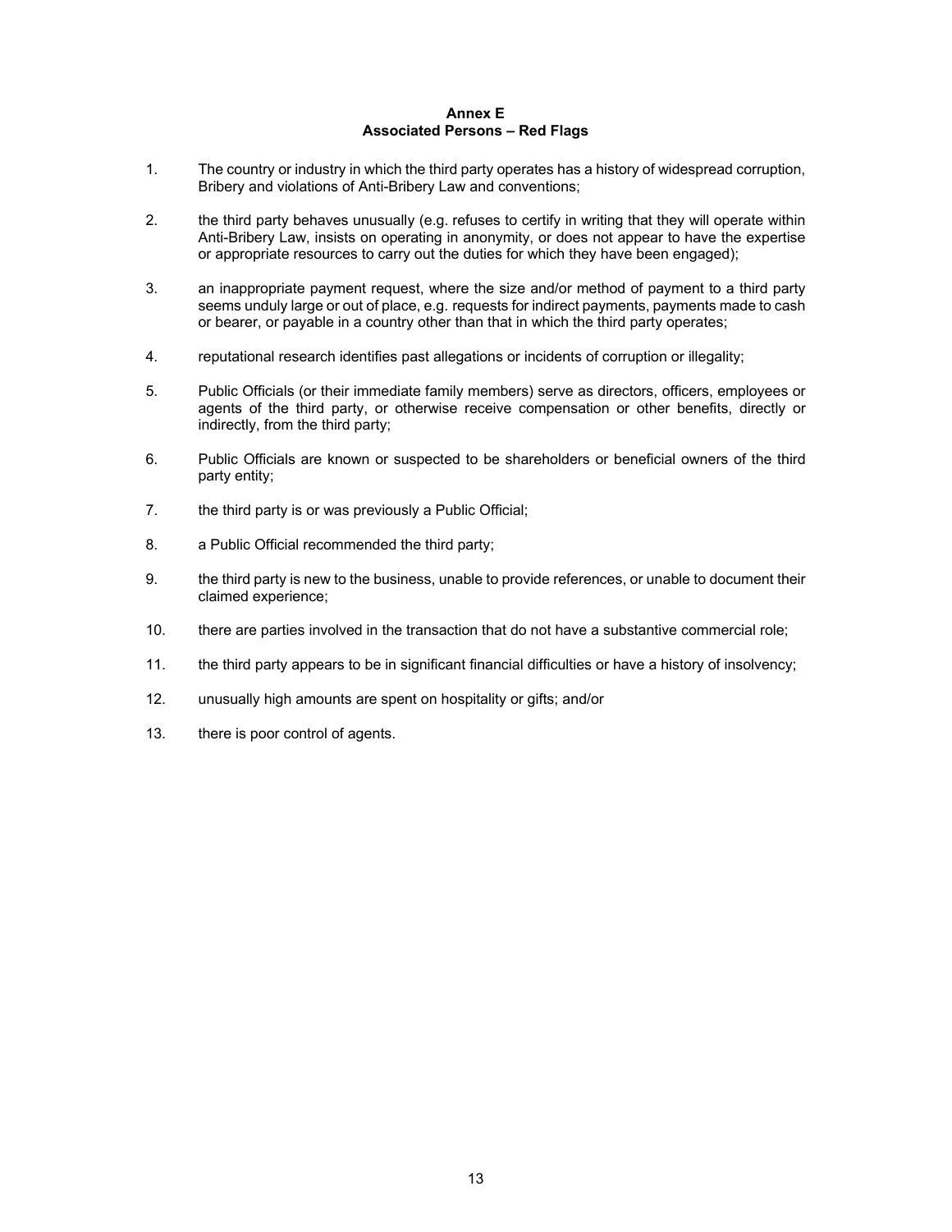**Annex E**
**Associated Persons – Red Flags**

1. The country or industry in which the third party operates has a history of widespread corruption, Bribery and violations of Anti-Bribery Law and conventions;

2. the third party behaves unusually (e.g. refuses to certify in writing that they will operate within Anti-Bribery Law, insists on operating in anonymity, or does not appear to have the expertise or appropriate resources to carry out the duties for which they have been engaged);

3. an inappropriate payment request, where the size and/or method of payment to a third party seems unduly large or out of place, e.g. requests for indirect payments, payments made to cash or bearer, or payable in a country other than that in which the third party operates;

4. reputational research identifies past allegations or incidents of corruption or illegality;

5. Public Officials (or their immediate family members) serve as directors, officers, employees or agents of the third party, or otherwise receive compensation or other benefits, directly or indirectly, from the third party;

6. Public Officials are known or suspected to be shareholders or beneficial owners of the third party entity;

7. the third party is or was previously a Public Official;

8. a Public Official recommended the third party;

9. the third party is new to the business, unable to provide references, or unable to document their claimed experience;

10. there are parties involved in the transaction that do not have a substantive commercial role;

11. the third party appears to be in significant financial difficulties or have a history of insolvency;

12. unusually high amounts are spent on hospitality or gifts; and/or

13. there is poor control of agents.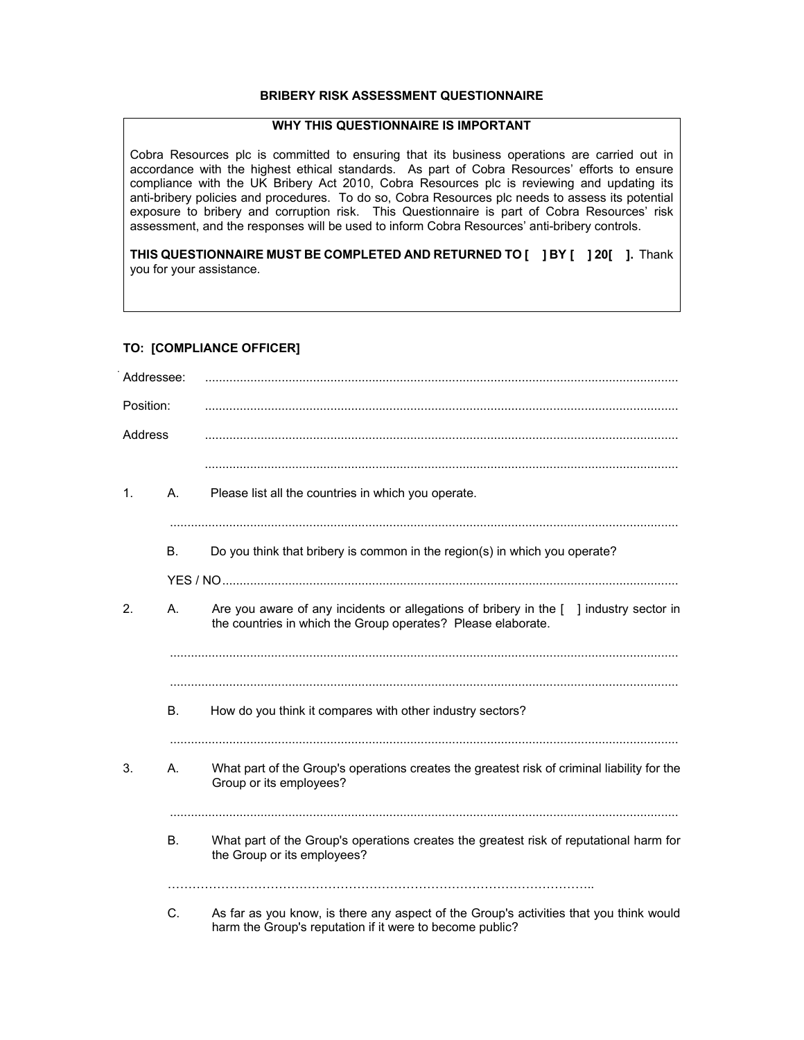## BRIBERY RISK ASSESSMENT QUESTIONNAIRE

> **WHY THIS QUESTIONNAIRE IS IMPORTANT**
>
> Cobra Resources plc is committed to ensuring that its business operations are carried out in accordance with the highest ethical standards. As part of Cobra Resources' efforts to ensure compliance with the UK Bribery Act 2010, Cobra Resources plc is reviewing and updating its anti-bribery policies and procedures. To do so, Cobra Resources plc needs to assess its potential exposure to bribery and corruption risk. This Questionnaire is part of Cobra Resources' risk assessment, and the responses will be used to inform Cobra Resources' anti-bribery controls.
>
> **THIS QUESTIONNAIRE MUST BE COMPLETED AND RETURNED TO [ ] BY [ ] 20[ ].** Thank you for your assistance.

**TO: [COMPLIANCE OFFICER]**

Addressee: ..................................................................................................................................

Position: ..................................................................................................................................

Address ..................................................................................................................................

..................................................................................................................................

1. A. Please list all the countries in which you operate.

   ..................................................................................................................................

   B. Do you think that bribery is common in the region(s) in which you operate?

   YES / NO..................................................................................................................................

2. A. Are you aware of any incidents or allegations of bribery in the [ ] industry sector in the countries in which the Group operates? Please elaborate.

   ..................................................................................................................................

   ..................................................................................................................................

   B. How do you think it compares with other industry sectors?

   ..................................................................................................................................

3. A. What part of the Group's operations creates the greatest risk of criminal liability for the Group or its employees?

   ..................................................................................................................................

   B. What part of the Group's operations creates the greatest risk of reputational harm for the Group or its employees?

   ………………………………………………………………………………………..

   C. As far as you know, is there any aspect of the Group's activities that you think would harm the Group's reputation if it were to become public?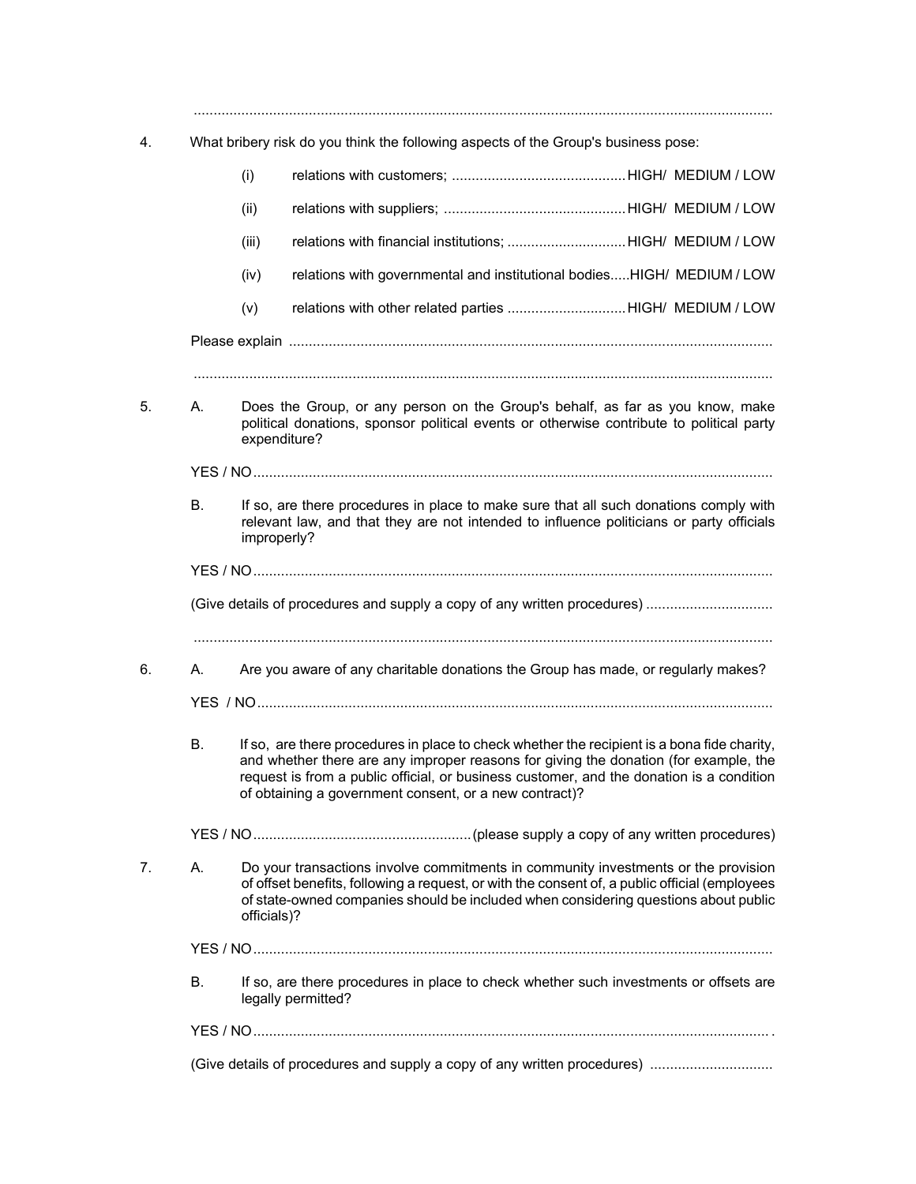.................................................................................................................................................

4. What bribery risk do you think the following aspects of the Group's business pose:

   (i) relations with customers; ............................................ HIGH/ MEDIUM / LOW

   (ii) relations with suppliers; ............................................. HIGH/ MEDIUM / LOW

   (iii) relations with financial institutions; ............................. HIGH/ MEDIUM / LOW

   (iv) relations with governmental and institutional bodies..... HIGH/ MEDIUM / LOW

   (v) relations with other related parties ............................. HIGH/ MEDIUM / LOW

   Please explain .........................................................................................................................

   .................................................................................................................................................

5. A. Does the Group, or any person on the Group's behalf, as far as you know, make political donations, sponsor political events or otherwise contribute to political party expenditure?

   YES / NO..................................................................................................................................

   B. If so, are there procedures in place to make sure that all such donations comply with relevant law, and that they are not intended to influence politicians or party officials improperly?

   YES / NO..................................................................................................................................

   (Give details of procedures and supply a copy of any written procedures) ................................

   .................................................................................................................................................

6. A. Are you aware of any charitable donations the Group has made, or regularly makes?

   YES / NO..................................................................................................................................

   B. If so, are there procedures in place to check whether the recipient is a bona fide charity, and whether there are any improper reasons for giving the donation (for example, the request is from a public official, or business customer, and the donation is a condition of obtaining a government consent, or a new contract)?

   YES / NO....................................................... (please supply a copy of any written procedures)

7. A. Do your transactions involve commitments in community investments or the provision of offset benefits, following a request, or with the consent of, a public official (employees of state-owned companies should be included when considering questions about public officials)?

   YES / NO..................................................................................................................................

   B. If so, are there procedures in place to check whether such investments or offsets are legally permitted?

   YES / NO..................................................................................................................................

   (Give details of procedures and supply a copy of any written procedures) ...............................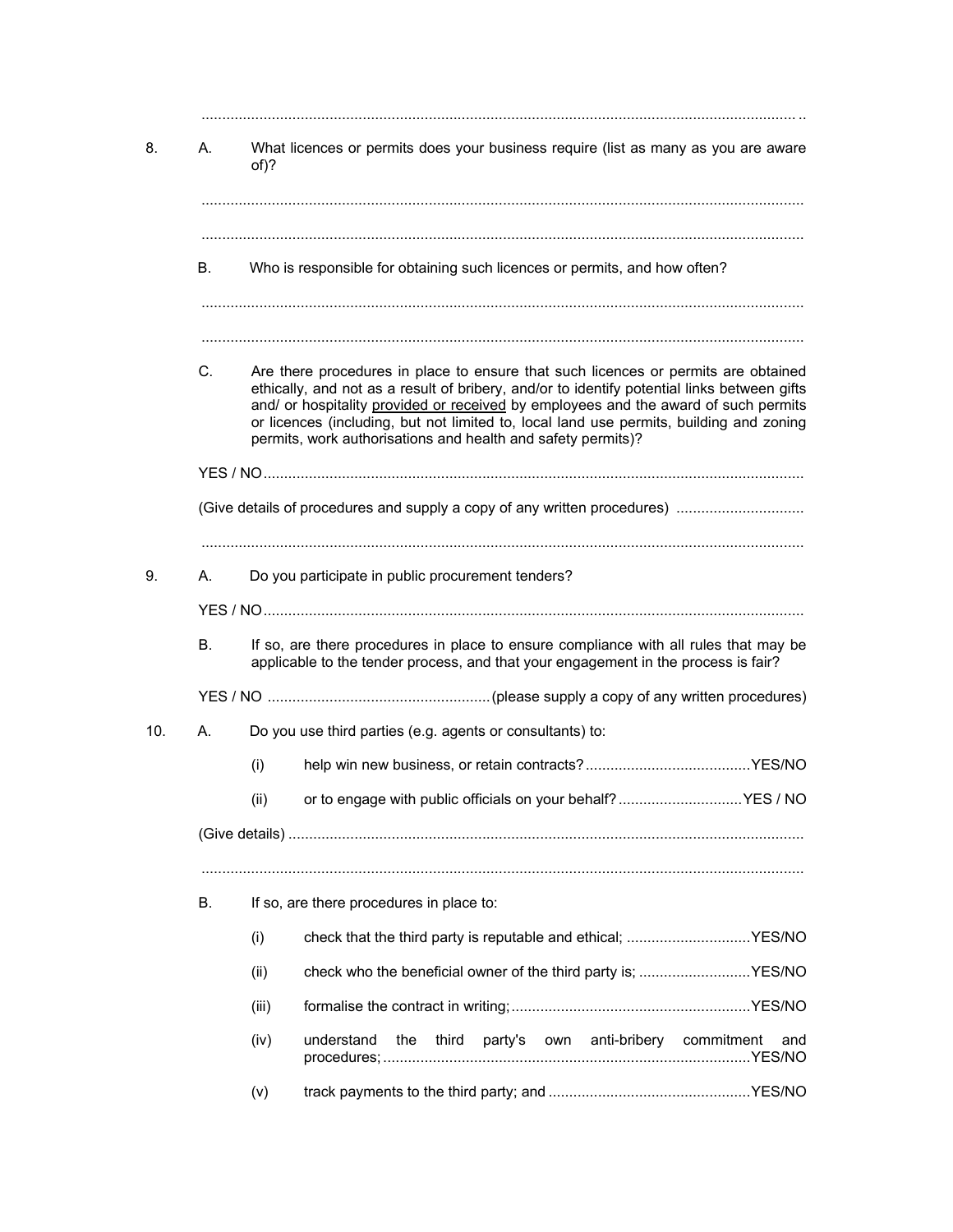................................................................................................................................................

8. A. What licences or permits does your business require (list as many as you are aware of)?

................................................................................................................................................

................................................................................................................................................

B. Who is responsible for obtaining such licences or permits, and how often?

................................................................................................................................................

................................................................................................................................................

C. Are there procedures in place to ensure that such licences or permits are obtained ethically, and not as a result of bribery, and/or to identify potential links between gifts and/ or hospitality provided or received by employees and the award of such permits or licences (including, but not limited to, local land use permits, building and zoning permits, work authorisations and health and safety permits)?

YES / NO.................................................................................................................................

(Give details of procedures and supply a copy of any written procedures) ..............................

................................................................................................................................................

9. A. Do you participate in public procurement tenders?

YES / NO.................................................................................................................................

B. If so, are there procedures in place to ensure compliance with all rules that may be applicable to the tender process, and that your engagement in the process is fair?

YES / NO .....................................................(please supply a copy of any written procedures)

10. A. Do you use third parties (e.g. agents or consultants) to:

(i) help win new business, or retain contracts?........................................YES/NO

(ii) or to engage with public officials on your behalf? .............................YES / NO

(Give details) ............................................................................................................................

................................................................................................................................................

B. If so, are there procedures in place to:

(i) check that the third party is reputable and ethical; ..............................YES/NO

(ii) check who the beneficial owner of the third party is; ...........................YES/NO

(iii) formalise the contract in writing;..........................................................YES/NO

(iv) understand the third party's own anti-bribery commitment and procedures;........................................................................................YES/NO

(v) track payments to the third party; and ................................................YES/NO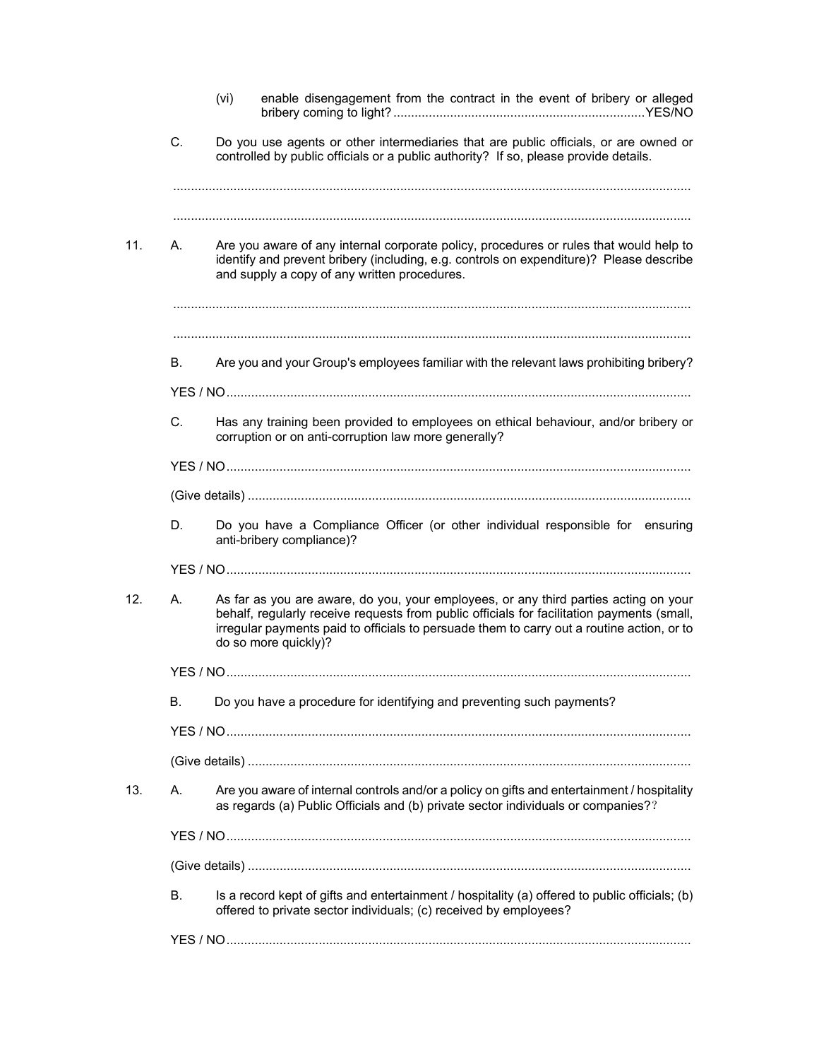(vi) enable disengagement from the contract in the event of bribery or alleged bribery coming to light? ........................................................................YES/NO

C. Do you use agents or other intermediaries that are public officials, or are owned or controlled by public officials or a public authority? If so, please provide details.

.................................................................................................................................................

.................................................................................................................................................

11. A. Are you aware of any internal corporate policy, procedures or rules that would help to identify and prevent bribery (including, e.g. controls on expenditure)? Please describe and supply a copy of any written procedures.

.................................................................................................................................................

.................................................................................................................................................

B. Are you and your Group's employees familiar with the relevant laws prohibiting bribery?

YES / NO..................................................................................................................................

C. Has any training been provided to employees on ethical behaviour, and/or bribery or corruption or on anti-corruption law more generally?

YES / NO..................................................................................................................................

(Give details) ............................................................................................................................

D. Do you have a Compliance Officer (or other individual responsible for ensuring anti-bribery compliance)?

YES / NO..................................................................................................................................

12. A. As far as you are aware, do you, your employees, or any third parties acting on your behalf, regularly receive requests from public officials for facilitation payments (small, irregular payments paid to officials to persuade them to carry out a routine action, or to do so more quickly)?

YES / NO..................................................................................................................................

B. Do you have a procedure for identifying and preventing such payments?

YES / NO..................................................................................................................................

(Give details) ............................................................................................................................

13. A. Are you aware of internal controls and/or a policy on gifts and entertainment / hospitality as regards (a) Public Officials and (b) private sector individuals or companies??

YES / NO..................................................................................................................................

(Give details) ............................................................................................................................

B. Is a record kept of gifts and entertainment / hospitality (a) offered to public officials; (b) offered to private sector individuals; (c) received by employees?

YES / NO..................................................................................................................................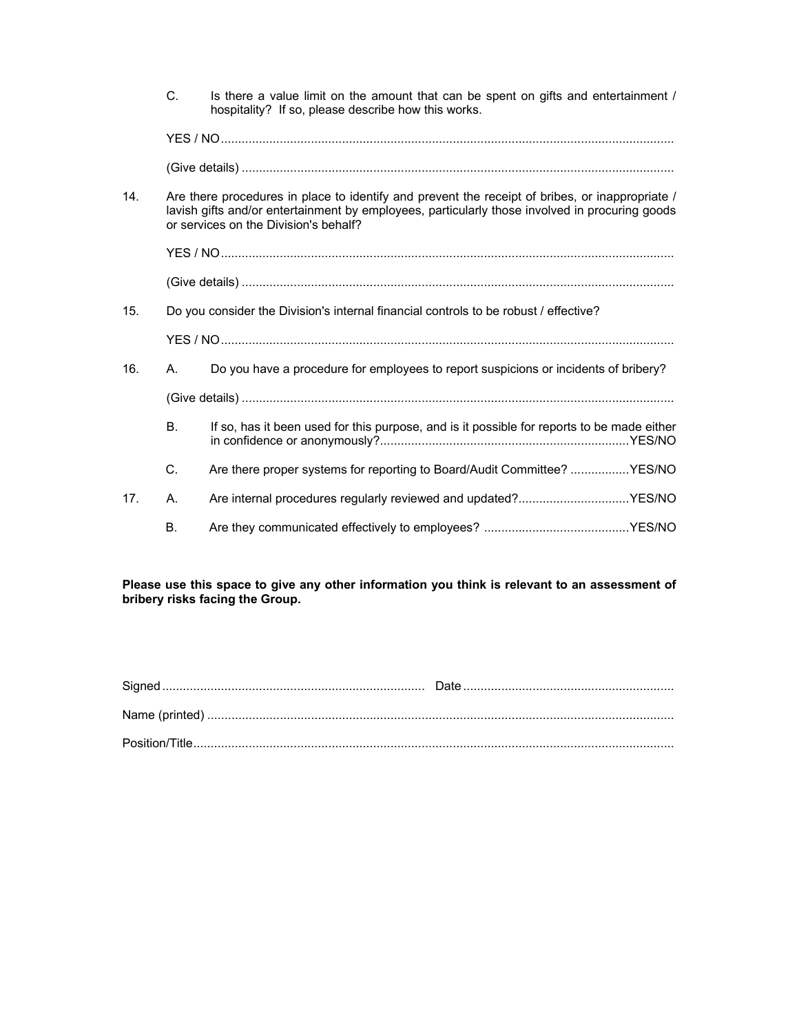C. Is there a value limit on the amount that can be spent on gifts and entertainment / hospitality? If so, please describe how this works.

YES / NO..................................................................................................................................

(Give details) ............................................................................................................................

14. Are there procedures in place to identify and prevent the receipt of bribes, or inappropriate / lavish gifts and/or entertainment by employees, particularly those involved in procuring goods or services on the Division's behalf?

YES / NO..................................................................................................................................

(Give details) ............................................................................................................................

15. Do you consider the Division's internal financial controls to be robust / effective?

YES / NO..................................................................................................................................

16. A. Do you have a procedure for employees to report suspicions or incidents of bribery?

(Give details) ............................................................................................................................

B. If so, has it been used for this purpose, and is it possible for reports to be made either in confidence or anonymously?........................................................................YES/NO

C. Are there proper systems for reporting to Board/Audit Committee? .................YES/NO

17. A. Are internal procedures regularly reviewed and updated?................................YES/NO

B. Are they communicated effectively to employees? ..........................................YES/NO

**Please use this space to give any other information you think is relevant to an assessment of bribery risks facing the Group.**

Signed........................................................................... Date............................................................

Name (printed) .....................................................................................................................................

Position/Title.........................................................................................................................................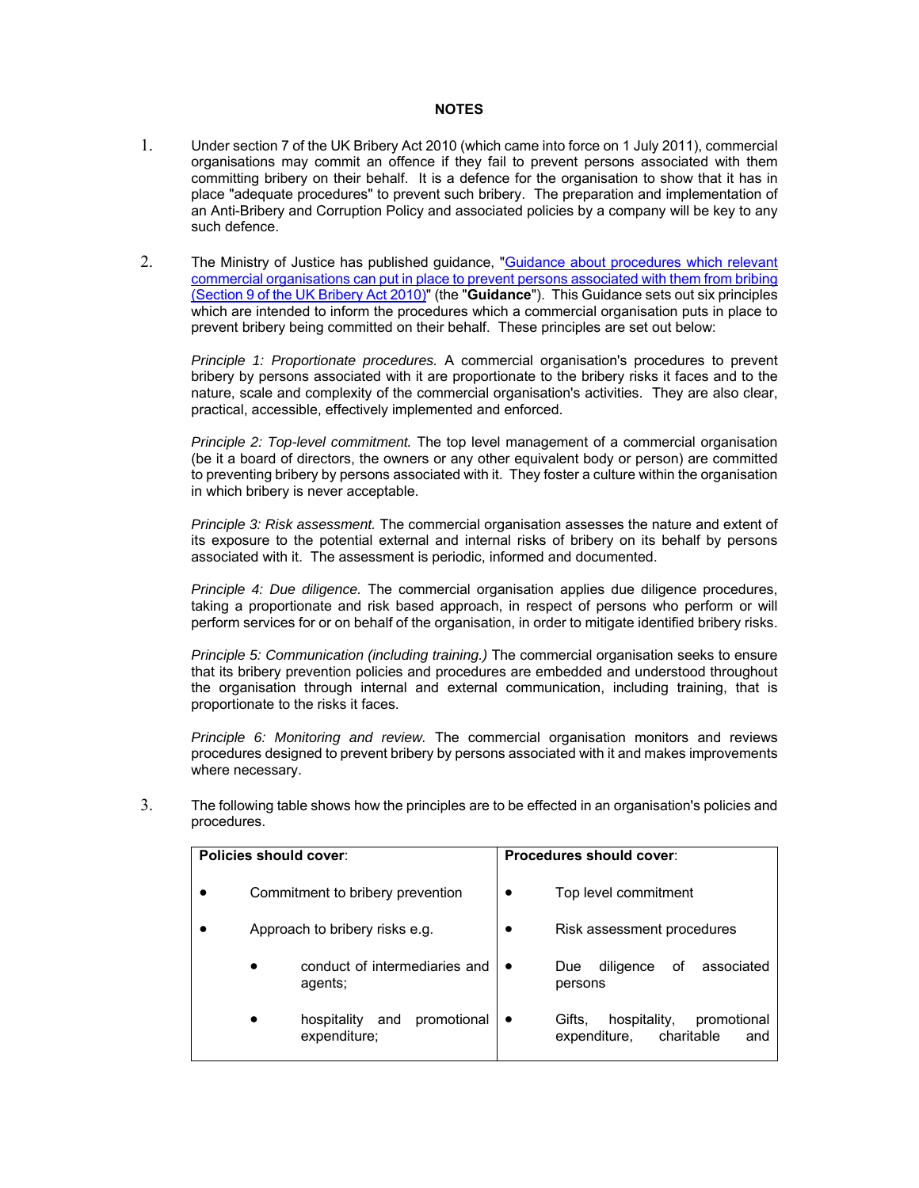**NOTES**

1. Under section 7 of the UK Bribery Act 2010 (which came into force on 1 July 2011), commercial organisations may commit an offence if they fail to prevent persons associated with them committing bribery on their behalf. It is a defence for the organisation to show that it has in place "adequate procedures" to prevent such bribery. The preparation and implementation of an Anti-Bribery and Corruption Policy and associated policies by a company will be key to any such defence.

2. The Ministry of Justice has published guidance, "Guidance about procedures which relevant commercial organisations can put in place to prevent persons associated with them from bribing (Section 9 of the UK Bribery Act 2010)" (the "**Guidance**"). This Guidance sets out six principles which are intended to inform the procedures which a commercial organisation puts in place to prevent bribery being committed on their behalf. These principles are set out below:

   *Principle 1: Proportionate procedures.* A commercial organisation's procedures to prevent bribery by persons associated with it are proportionate to the bribery risks it faces and to the nature, scale and complexity of the commercial organisation's activities. They are also clear, practical, accessible, effectively implemented and enforced.

   *Principle 2: Top-level commitment.* The top level management of a commercial organisation (be it a board of directors, the owners or any other equivalent body or person) are committed to preventing bribery by persons associated with it. They foster a culture within the organisation in which bribery is never acceptable.

   *Principle 3: Risk assessment.* The commercial organisation assesses the nature and extent of its exposure to the potential external and internal risks of bribery on its behalf by persons associated with it. The assessment is periodic, informed and documented.

   *Principle 4: Due diligence.* The commercial organisation applies due diligence procedures, taking a proportionate and risk based approach, in respect of persons who perform or will perform services for or on behalf of the organisation, in order to mitigate identified bribery risks.

   *Principle 5: Communication (including training.)* The commercial organisation seeks to ensure that its bribery prevention policies and procedures are embedded and understood throughout the organisation through internal and external communication, including training, that is proportionate to the risks it faces.

   *Principle 6: Monitoring and review.* The commercial organisation monitors and reviews procedures designed to prevent bribery by persons associated with it and makes improvements where necessary.

3. The following table shows how the principles are to be effected in an organisation's policies and procedures.

| **Policies should cover**: | **Procedures should cover**: |
|---|---|
| • Commitment to bribery prevention | • Top level commitment |
| • Approach to bribery risks e.g. | • Risk assessment procedures |
| ◦ conduct of intermediaries and agents; | • Due diligence of associated persons |
| ◦ hospitality and promotional expenditure; | • Gifts, hospitality, promotional expenditure, charitable and |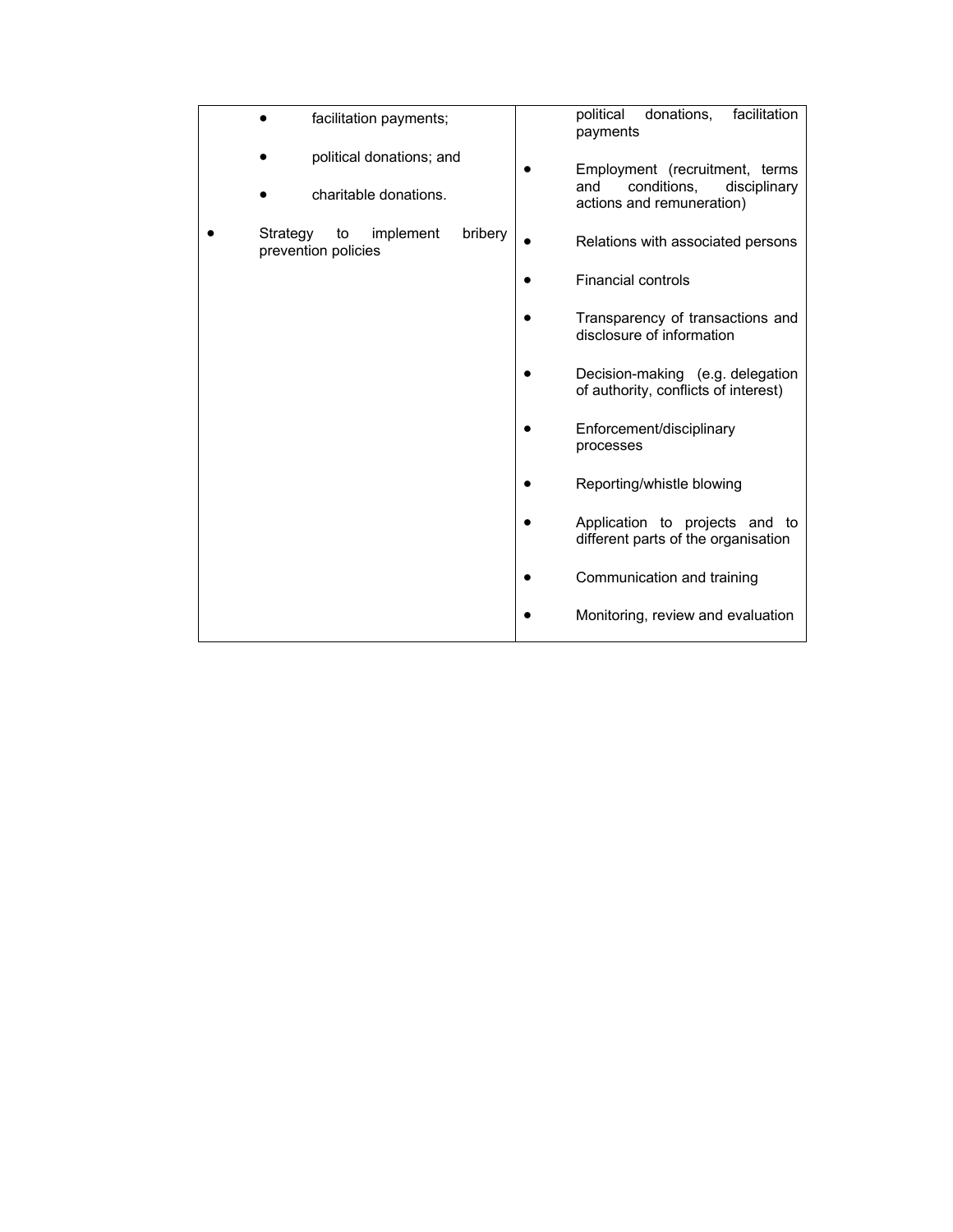| | |
|---|---|
| • facilitation payments;<br>• political donations; and<br>• charitable donations.<br>• Strategy to implement bribery prevention policies | political donations, facilitation payments<br>• Employment (recruitment, terms and conditions, disciplinary actions and remuneration)<br>• Relations with associated persons<br>• Financial controls<br>• Transparency of transactions and disclosure of information<br>• Decision-making (e.g. delegation of authority, conflicts of interest)<br>• Enforcement/disciplinary processes<br>• Reporting/whistle blowing<br>• Application to projects and to different parts of the organisation<br>• Communication and training<br>• Monitoring, review and evaluation |